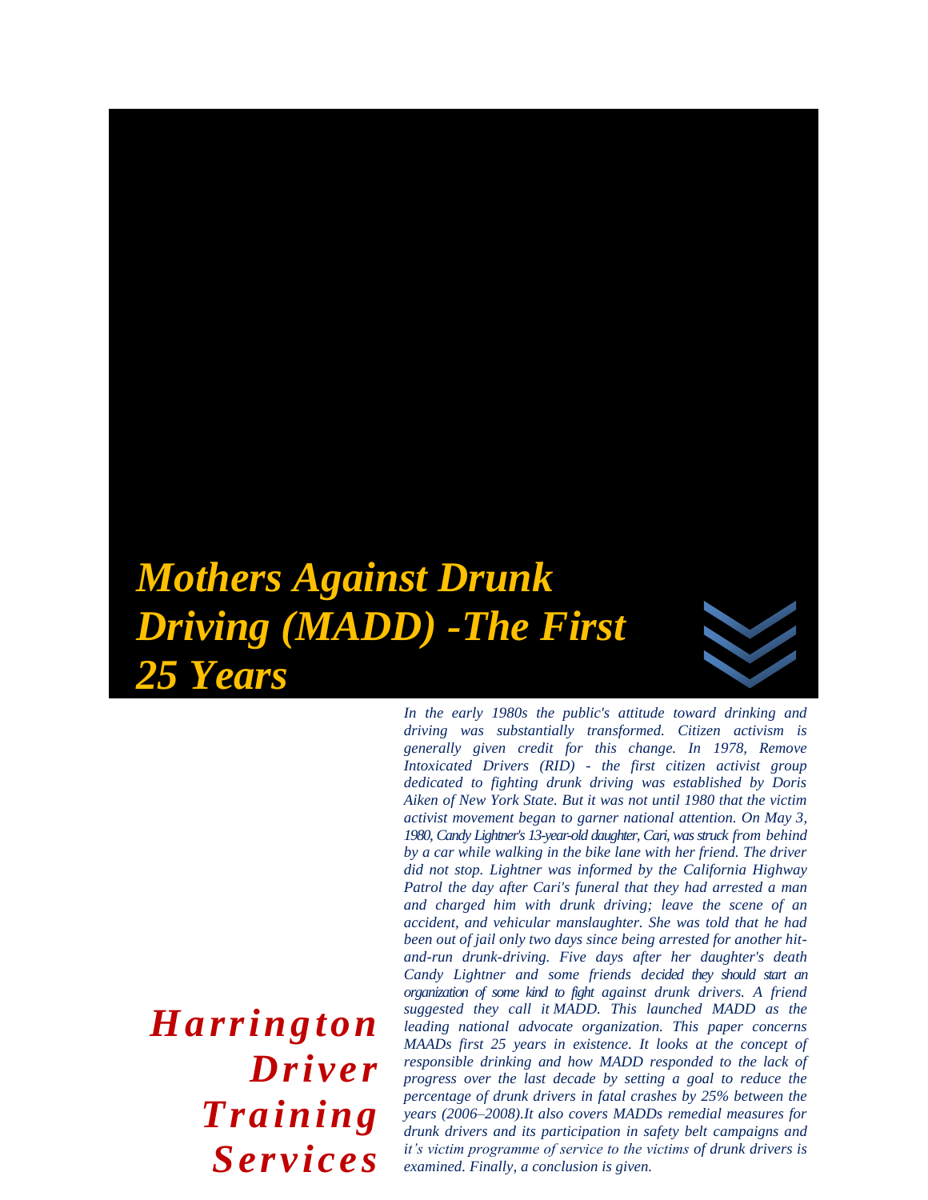# *Mothers Against Drunk Driving (MADD) -The First 25 Years*

***Harrington Driver Training Services***

*In the early 1980s the public's attitude toward drinking and driving was substantially transformed. Citizen activism is generally given credit for this change. In 1978, Remove Intoxicated Drivers (RID) - the first citizen activist group dedicated to fighting drunk driving was established by Doris Aiken of New York State. But it was not until 1980 that the victim activist movement began to garner national attention. On May 3, 1980, Candy Lightner's 13-year-old daughter, Cari, was struck from behind by a car while walking in the bike lane with her friend. The driver did not stop. Lightner was informed by the California Highway Patrol the day after Cari's funeral that they had arrested a man and charged him with drunk driving; leave the scene of an accident, and vehicular manslaughter. She was told that he had been out of jail only two days since being arrested for another hit-and-run drunk-driving. Five days after her daughter's death Candy Lightner and some friends decided they should start an organization of some kind to fight against drunk drivers. A friend suggested they call it MADD. This launched MADD as the leading national advocate organization. This paper concerns MAADs first 25 years in existence. It looks at the concept of responsible drinking and how MADD responded to the lack of progress over the last decade by setting a goal to reduce the percentage of drunk drivers in fatal crashes by 25% between the years (2006–2008).It also covers MADDs remedial measures for drunk drivers and its participation in safety belt campaigns and it's victim programme of service to the victims of drunk drivers is examined. Finally, a conclusion is given.*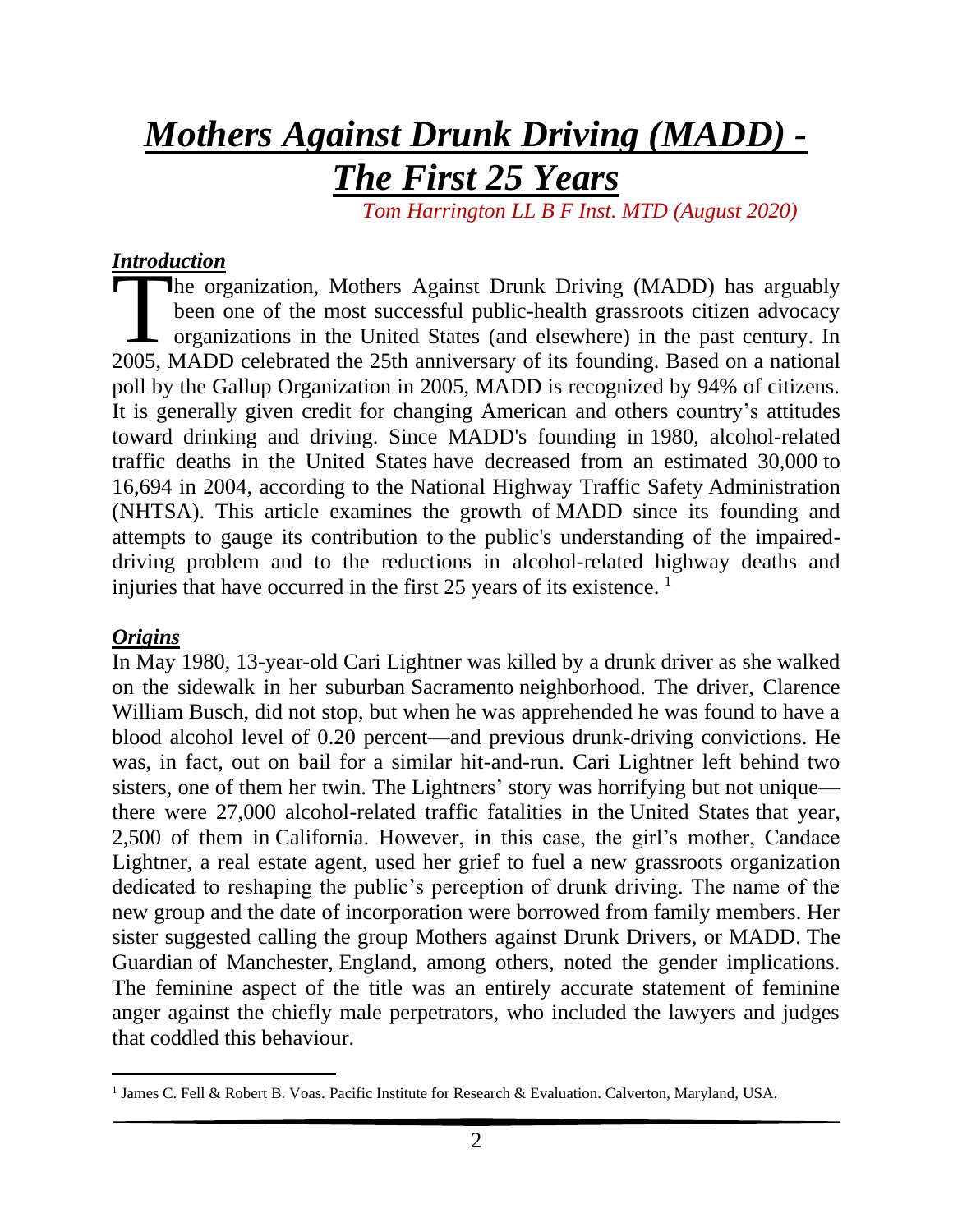# ***Mothers Against Drunk Driving (MADD) - The First 25 Years***

*Tom Harrington LL B F Inst. MTD (August 2020)*

## ***Introduction***

The organization, Mothers Against Drunk Driving (MADD) has arguably been one of the most successful public-health grassroots citizen advocacy organizations in the United States (and elsewhere) in the past century. In 2005, MADD celebrated the 25th anniversary of its founding. Based on a national poll by the Gallup Organization in 2005, MADD is recognized by 94% of citizens. It is generally given credit for changing American and others country's attitudes toward drinking and driving. Since MADD's founding in 1980, alcohol-related traffic deaths in the United States have decreased from an estimated 30,000 to 16,694 in 2004, according to the National Highway Traffic Safety Administration (NHTSA). This article examines the growth of MADD since its founding and attempts to gauge its contribution to the public's understanding of the impaired-driving problem and to the reductions in alcohol-related highway deaths and injuries that have occurred in the first 25 years of its existence. [1]

## ***Origins***

In May 1980, 13-year-old Cari Lightner was killed by a drunk driver as she walked on the sidewalk in her suburban Sacramento neighborhood. The driver, Clarence William Busch, did not stop, but when he was apprehended he was found to have a blood alcohol level of 0.20 percent—and previous drunk-driving convictions. He was, in fact, out on bail for a similar hit-and-run. Cari Lightner left behind two sisters, one of them her twin. The Lightners' story was horrifying but not unique—there were 27,000 alcohol-related traffic fatalities in the United States that year, 2,500 of them in California. However, in this case, the girl's mother, Candace Lightner, a real estate agent, used her grief to fuel a new grassroots organization dedicated to reshaping the public's perception of drunk driving. The name of the new group and the date of incorporation were borrowed from family members. Her sister suggested calling the group Mothers against Drunk Drivers, or MADD. The Guardian of Manchester, England, among others, noted the gender implications. The feminine aspect of the title was an entirely accurate statement of feminine anger against the chiefly male perpetrators, who included the lawyers and judges that coddled this behaviour.

---

[1] James C. Fell & Robert B. Voas. Pacific Institute for Research & Evaluation. Calverton, Maryland, USA.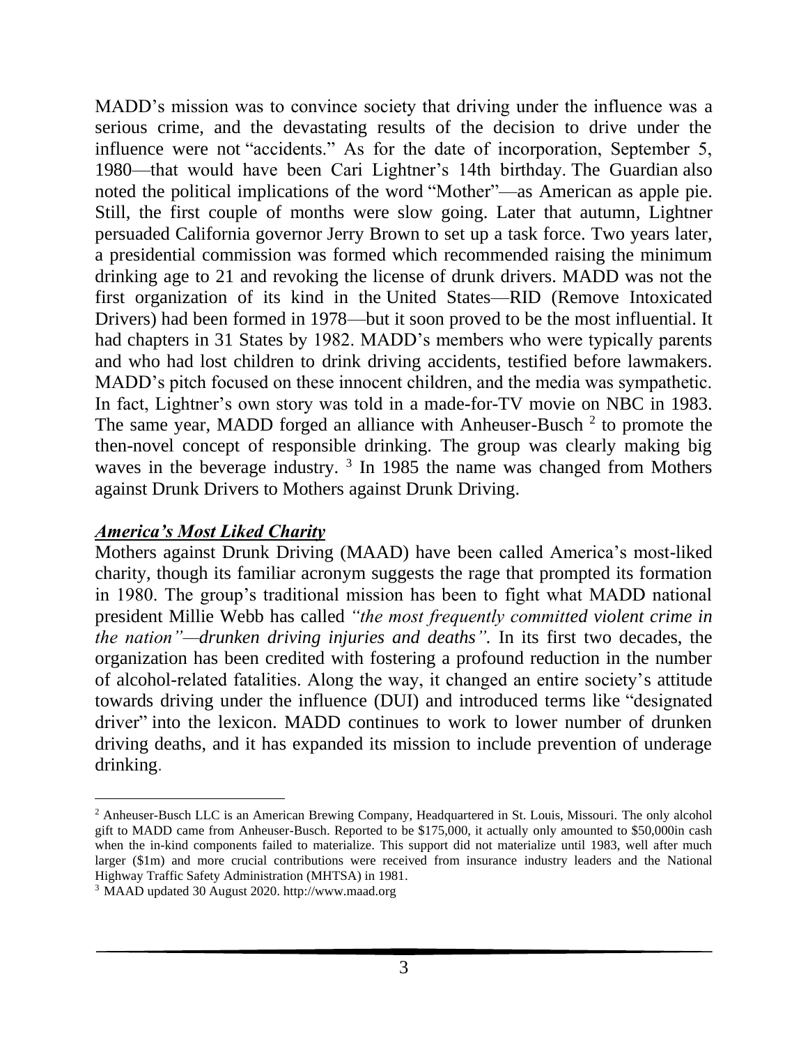MADD's mission was to convince society that driving under the influence was a serious crime, and the devastating results of the decision to drive under the influence were not "accidents." As for the date of incorporation, September 5, 1980—that would have been Cari Lightner's 14th birthday. The Guardian also noted the political implications of the word "Mother"—as American as apple pie. Still, the first couple of months were slow going. Later that autumn, Lightner persuaded California governor Jerry Brown to set up a task force. Two years later, a presidential commission was formed which recommended raising the minimum drinking age to 21 and revoking the license of drunk drivers. MADD was not the first organization of its kind in the United States—RID (Remove Intoxicated Drivers) had been formed in 1978—but it soon proved to be the most influential. It had chapters in 31 States by 1982. MADD's members who were typically parents and who had lost children to drink driving accidents, testified before lawmakers. MADD's pitch focused on these innocent children, and the media was sympathetic. In fact, Lightner's own story was told in a made-for-TV movie on NBC in 1983. The same year, MADD forged an alliance with Anheuser-Busch [2] to promote the then-novel concept of responsible drinking. The group was clearly making big waves in the beverage industry. [3] In 1985 the name was changed from Mothers against Drunk Drivers to Mothers against Drunk Driving.

## ***America's Most Liked Charity***

Mothers against Drunk Driving (MAAD) have been called America's most-liked charity, though its familiar acronym suggests the rage that prompted its formation in 1980. The group's traditional mission has been to fight what MADD national president Millie Webb has called *"the most frequently committed violent crime in the nation"—drunken driving injuries and deaths"*. In its first two decades, the organization has been credited with fostering a profound reduction in the number of alcohol-related fatalities. Along the way, it changed an entire society's attitude towards driving under the influence (DUI) and introduced terms like "designated driver" into the lexicon. MADD continues to work to lower number of drunken driving deaths, and it has expanded its mission to include prevention of underage drinking.

---

[2] Anheuser-Busch LLC is an American Brewing Company, Headquartered in St. Louis, Missouri. The only alcohol gift to MADD came from Anheuser-Busch. Reported to be $175,000, it actually only amounted to $50,000in cash when the in-kind components failed to materialize. This support did not materialize until 1983, well after much larger ($1m) and more crucial contributions were received from insurance industry leaders and the National Highway Traffic Safety Administration (MHTSA) in 1981.

[3] MAAD updated 30 August 2020. http://www.maad.org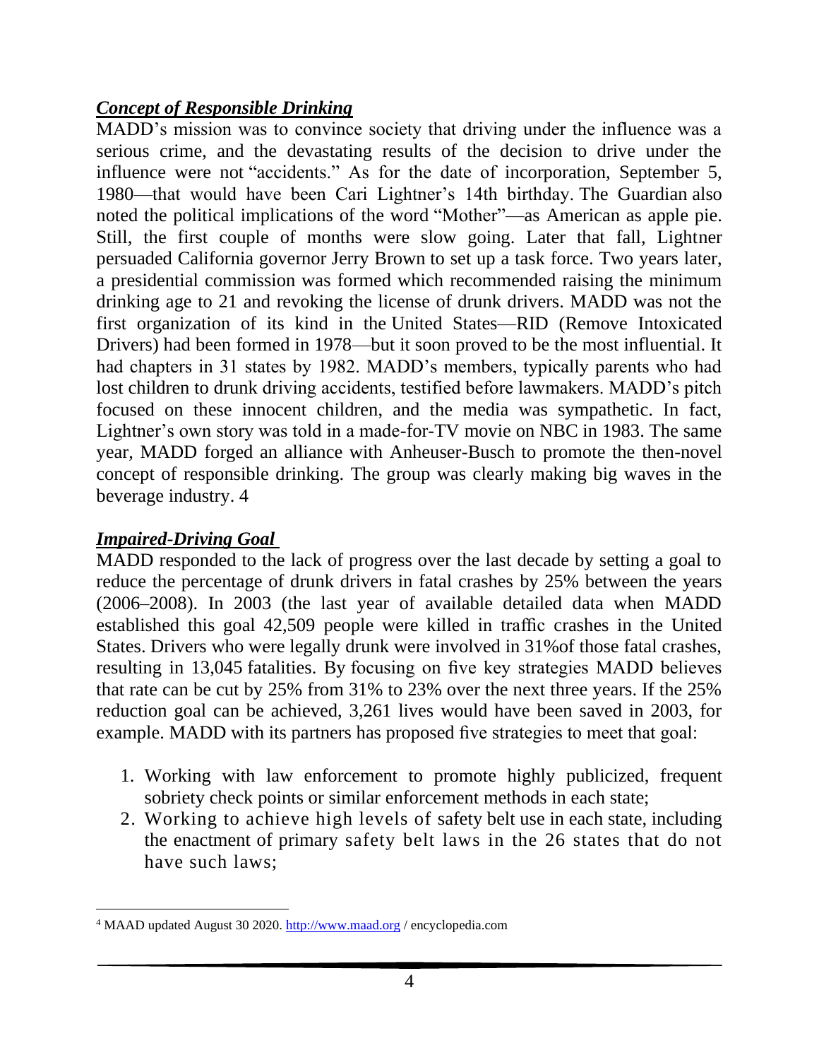### ***Concept of Responsible Drinking***

MADD's mission was to convince society that driving under the influence was a serious crime, and the devastating results of the decision to drive under the influence were not "accidents." As for the date of incorporation, September 5, 1980—that would have been Cari Lightner's 14th birthday. The Guardian also noted the political implications of the word "Mother"—as American as apple pie. Still, the first couple of months were slow going. Later that fall, Lightner persuaded California governor Jerry Brown to set up a task force. Two years later, a presidential commission was formed which recommended raising the minimum drinking age to 21 and revoking the license of drunk drivers. MADD was not the first organization of its kind in the United States—RID (Remove Intoxicated Drivers) had been formed in 1978—but it soon proved to be the most influential. It had chapters in 31 states by 1982. MADD's members, typically parents who had lost children to drunk driving accidents, testified before lawmakers. MADD's pitch focused on these innocent children, and the media was sympathetic. In fact, Lightner's own story was told in a made-for-TV movie on NBC in 1983. The same year, MADD forged an alliance with Anheuser-Busch to promote the then-novel concept of responsible drinking. The group was clearly making big waves in the beverage industry. 4

### ***Impaired-Driving Goal***

MADD responded to the lack of progress over the last decade by setting a goal to reduce the percentage of drunk drivers in fatal crashes by 25% between the years (2006–2008). In 2003 (the last year of available detailed data when MADD established this goal 42,509 people were killed in traffic crashes in the United States. Drivers who were legally drunk were involved in 31%of those fatal crashes, resulting in 13,045 fatalities. By focusing on five key strategies MADD believes that rate can be cut by 25% from 31% to 23% over the next three years. If the 25% reduction goal can be achieved, 3,261 lives would have been saved in 2003, for example. MADD with its partners has proposed five strategies to meet that goal:

1. Working with law enforcement to promote highly publicized, frequent sobriety check points or similar enforcement methods in each state;
2. Working to achieve high levels of safety belt use in each state, including the enactment of primary safety belt laws in the 26 states that do not have such laws;

---

[4] MAAD updated August 30 2020. http://www.maad.org / encyclopedia.com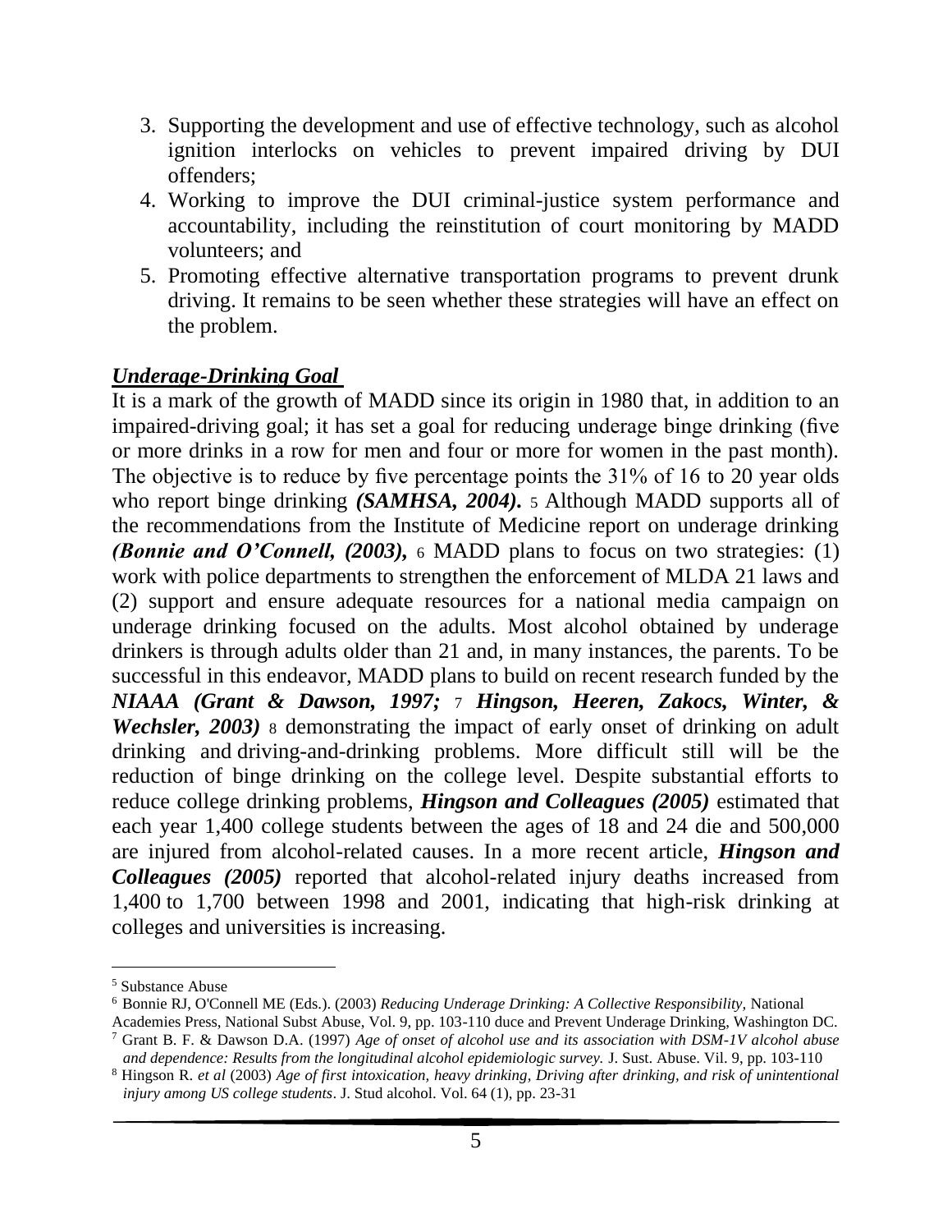3. Supporting the development and use of effective technology, such as alcohol ignition interlocks on vehicles to prevent impaired driving by DUI offenders;
4. Working to improve the DUI criminal-justice system performance and accountability, including the reinstitution of court monitoring by MADD volunteers; and
5. Promoting effective alternative transportation programs to prevent drunk driving. It remains to be seen whether these strategies will have an effect on the problem.

***Underage-Drinking Goal***

It is a mark of the growth of MADD since its origin in 1980 that, in addition to an impaired-driving goal; it has set a goal for reducing underage binge drinking (five or more drinks in a row for men and four or more for women in the past month). The objective is to reduce by five percentage points the 31% of 16 to 20 year olds who report binge drinking ***(SAMHSA, 2004).*** [5] Although MADD supports all of the recommendations from the Institute of Medicine report on underage drinking ***(Bonnie and O'Connell, (2003),*** [6] MADD plans to focus on two strategies: (1) work with police departments to strengthen the enforcement of MLDA 21 laws and (2) support and ensure adequate resources for a national media campaign on underage drinking focused on the adults. Most alcohol obtained by underage drinkers is through adults older than 21 and, in many instances, the parents. To be successful in this endeavor, MADD plans to build on recent research funded by the ***NIAAA (Grant & Dawson, 1997;*** [7] ***Hingson, Heeren, Zakocs, Winter, & Wechsler, 2003)*** [8] demonstrating the impact of early onset of drinking on adult drinking and driving-and-drinking problems. More difficult still will be the reduction of binge drinking on the college level. Despite substantial efforts to reduce college drinking problems, ***Hingson and Colleagues (2005)*** estimated that each year 1,400 college students between the ages of 18 and 24 die and 500,000 are injured from alcohol-related causes. In a more recent article, ***Hingson and Colleagues (2005)*** reported that alcohol-related injury deaths increased from 1,400 to 1,700 between 1998 and 2001, indicating that high-risk drinking at colleges and universities is increasing.

---

[5] Substance Abuse

[6] Bonnie RJ, O'Connell ME (Eds.). (2003) *Reducing Underage Drinking: A Collective Responsibility*, National Academies Press, National Subst Abuse, Vol. 9, pp. 103-110 duce and Prevent Underage Drinking, Washington DC.

[7] Grant B. F. & Dawson D.A. (1997) *Age of onset of alcohol use and its association with DSM-1V alcohol abuse and dependence: Results from the longitudinal alcohol epidemiologic survey.* J. Sust. Abuse. Vil. 9, pp. 103-110

[8] Hingson R. *et al* (2003) *Age of first intoxication, heavy drinking, Driving after drinking, and risk of unintentional injury among US college students*. J. Stud alcohol. Vol. 64 (1), pp. 23-31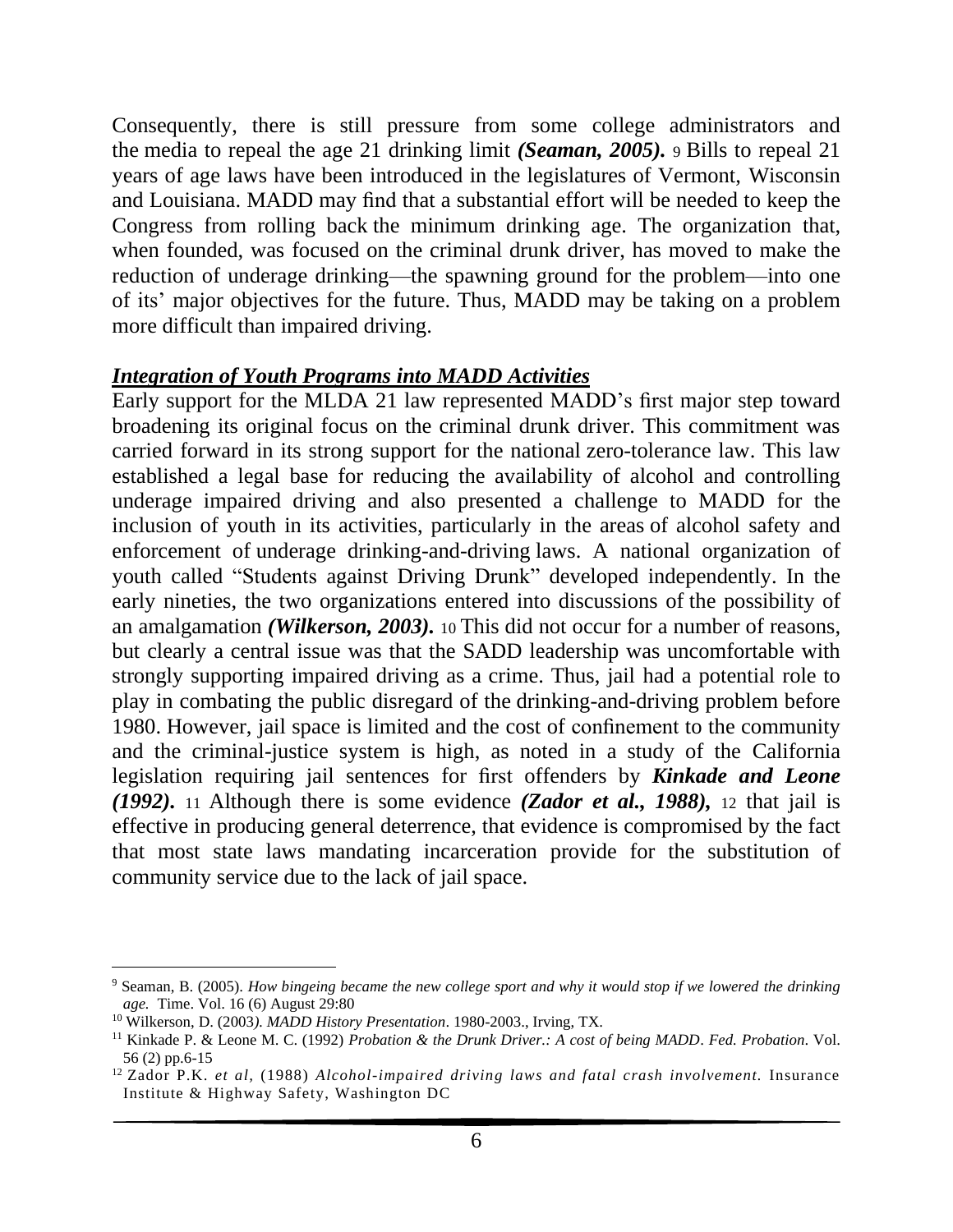Consequently, there is still pressure from some college administrators and the media to repeal the age 21 drinking limit ***(Seaman, 2005).*** [9] Bills to repeal 21 years of age laws have been introduced in the legislatures of Vermont, Wisconsin and Louisiana. MADD may find that a substantial effort will be needed to keep the Congress from rolling back the minimum drinking age. The organization that, when founded, was focused on the criminal drunk driver, has moved to make the reduction of underage drinking—the spawning ground for the problem—into one of its' major objectives for the future. Thus, MADD may be taking on a problem more difficult than impaired driving.

***Integration of Youth Programs into MADD Activities***

Early support for the MLDA 21 law represented MADD's first major step toward broadening its original focus on the criminal drunk driver. This commitment was carried forward in its strong support for the national zero-tolerance law. This law established a legal base for reducing the availability of alcohol and controlling underage impaired driving and also presented a challenge to MADD for the inclusion of youth in its activities, particularly in the areas of alcohol safety and enforcement of underage drinking-and-driving laws. A national organization of youth called "Students against Driving Drunk" developed independently. In the early nineties, the two organizations entered into discussions of the possibility of an amalgamation ***(Wilkerson, 2003).*** [10] This did not occur for a number of reasons, but clearly a central issue was that the SADD leadership was uncomfortable with strongly supporting impaired driving as a crime. Thus, jail had a potential role to play in combating the public disregard of the drinking-and-driving problem before 1980. However, jail space is limited and the cost of confinement to the community and the criminal-justice system is high, as noted in a study of the California legislation requiring jail sentences for first offenders by ***Kinkade and Leone (1992).*** [11] Although there is some evidence ***(Zador et al., 1988),*** [12] that jail is effective in producing general deterrence, that evidence is compromised by the fact that most state laws mandating incarceration provide for the substitution of community service due to the lack of jail space.

---

[9] Seaman, B. (2005). *How bingeing became the new college sport and why it would stop if we lowered the drinking age.* Time. Vol. 16 (6) August 29:80

[10] Wilkerson, D. (2003*). MADD History Presentation*. 1980-2003., Irving, TX.

[11] Kinkade P. & Leone M. C. (1992) *Probation & the Drunk Driver.: A cost of being MADD*. *Fed. Probation.* Vol. 56 (2) pp.6-15

[12] Zador P.K. *et al,* (1988) *Alcohol-impaired driving laws and fatal crash involvement.* Insurance Institute & Highway Safety, Washington DC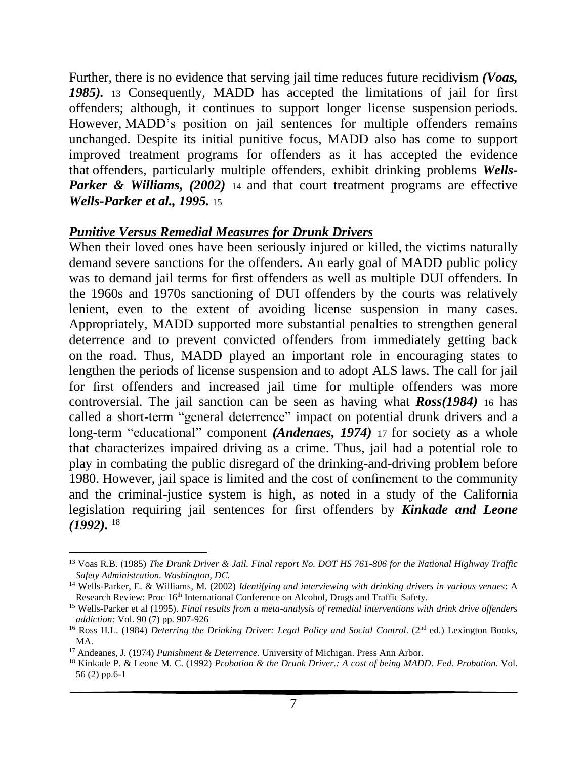Further, there is no evidence that serving jail time reduces future recidivism ***(Voas, 1985).*** [13] Consequently, MADD has accepted the limitations of jail for first offenders; although, it continues to support longer license suspension periods. However, MADD's position on jail sentences for multiple offenders remains unchanged. Despite its initial punitive focus, MADD also has come to support improved treatment programs for offenders as it has accepted the evidence that offenders, particularly multiple offenders, exhibit drinking problems ***Wells-Parker & Williams, (2002)*** [14] and that court treatment programs are effective ***Wells-Parker et al., 1995.*** [15]

***Punitive Versus Remedial Measures for Drunk Drivers***

When their loved ones have been seriously injured or killed, the victims naturally demand severe sanctions for the offenders. An early goal of MADD public policy was to demand jail terms for first offenders as well as multiple DUI offenders. In the 1960s and 1970s sanctioning of DUI offenders by the courts was relatively lenient, even to the extent of avoiding license suspension in many cases. Appropriately, MADD supported more substantial penalties to strengthen general deterrence and to prevent convicted offenders from immediately getting back on the road. Thus, MADD played an important role in encouraging states to lengthen the periods of license suspension and to adopt ALS laws. The call for jail for first offenders and increased jail time for multiple offenders was more controversial. The jail sanction can be seen as having what ***Ross(1984)*** [16] has called a short-term "general deterrence" impact on potential drunk drivers and a long-term "educational" component ***(Andenaes, 1974)*** [17] for society as a whole that characterizes impaired driving as a crime. Thus, jail had a potential role to play in combating the public disregard of the drinking-and-driving problem before 1980. However, jail space is limited and the cost of confinement to the community and the criminal-justice system is high, as noted in a study of the California legislation requiring jail sentences for first offenders by ***Kinkade and Leone (1992).*** [18]

---

[13] Voas R.B. (1985) *The Drunk Driver & Jail. Final report No. DOT HS 761-806 for the National Highway Traffic Safety Administration. Washington, DC.*

[14] Wells-Parker, E. & Williams, M. (2002) *Identifying and interviewing with drinking drivers in various venues*: A Research Review: Proc 16th International Conference on Alcohol, Drugs and Traffic Safety.

[15] Wells-Parker et al (1995). *Final results from a meta-analysis of remedial interventions with drink drive offenders addiction:* Vol. 90 (7) pp. 907-926

[16] Ross H.L. (1984) *Deterring the Drinking Driver: Legal Policy and Social Control*. (2nd ed.) Lexington Books, MA.

[17] Andeanes, J. (1974) *Punishment & Deterrence*. University of Michigan. Press Ann Arbor.

[18] Kinkade P. & Leone M. C. (1992) *Probation & the Drunk Driver.: A cost of being MADD*. *Fed. Probation*. Vol. 56 (2) pp.6-1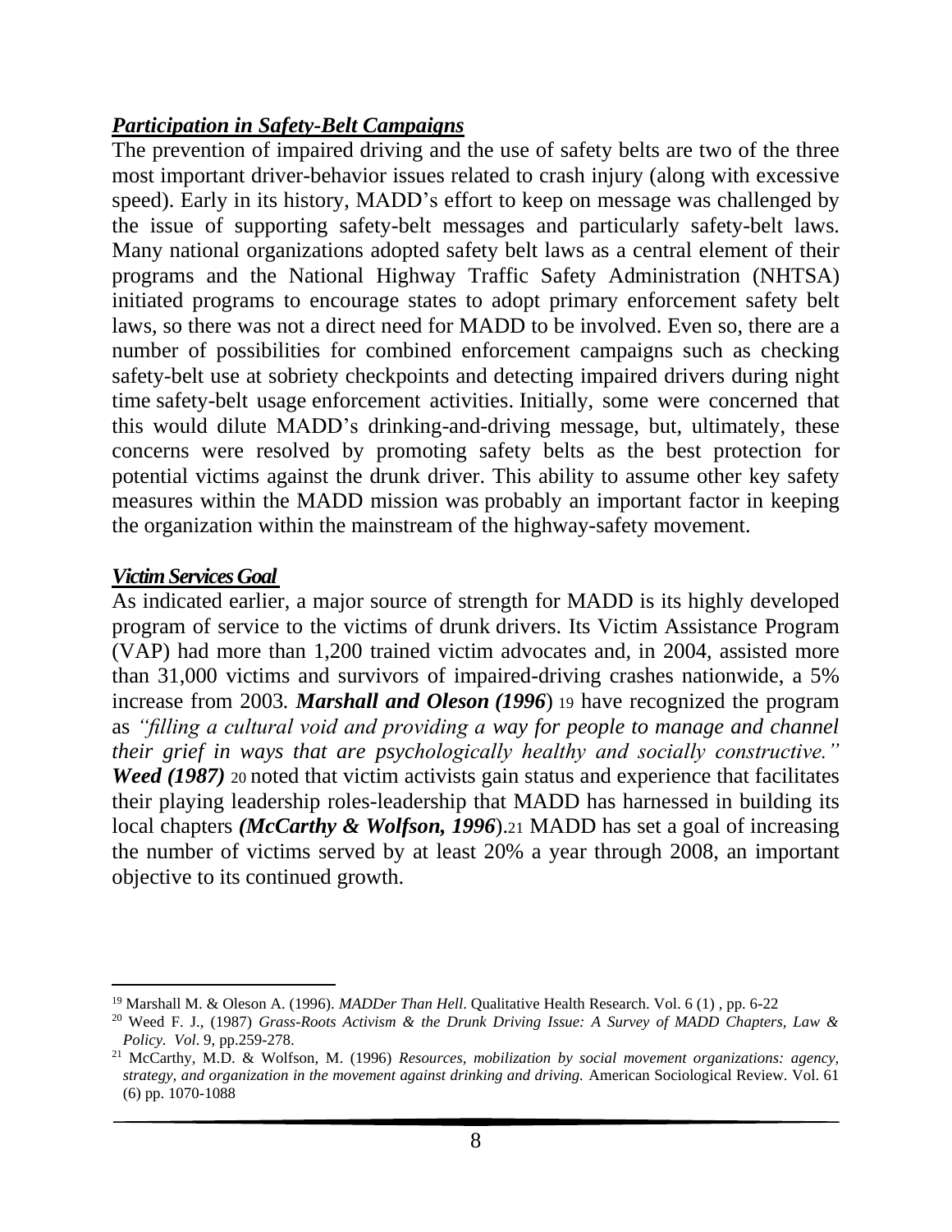***Participation in Safety-Belt Campaigns***

The prevention of impaired driving and the use of safety belts are two of the three most important driver-behavior issues related to crash injury (along with excessive speed). Early in its history, MADD's effort to keep on message was challenged by the issue of supporting safety-belt messages and particularly safety-belt laws. Many national organizations adopted safety belt laws as a central element of their programs and the National Highway Traffic Safety Administration (NHTSA) initiated programs to encourage states to adopt primary enforcement safety belt laws, so there was not a direct need for MADD to be involved. Even so, there are a number of possibilities for combined enforcement campaigns such as checking safety-belt use at sobriety checkpoints and detecting impaired drivers during night time safety-belt usage enforcement activities. Initially, some were concerned that this would dilute MADD's drinking-and-driving message, but, ultimately, these concerns were resolved by promoting safety belts as the best protection for potential victims against the drunk driver. This ability to assume other key safety measures within the MADD mission was probably an important factor in keeping the organization within the mainstream of the highway-safety movement.

***Victim Services Goal***

As indicated earlier, a major source of strength for MADD is its highly developed program of service to the victims of drunk drivers. Its Victim Assistance Program (VAP) had more than 1,200 trained victim advocates and, in 2004, assisted more than 31,000 victims and survivors of impaired-driving crashes nationwide, a 5% increase from 2003. ***Marshall and Oleson (1996***) [19] have recognized the program as *"filling a cultural void and providing a way for people to manage and channel their grief in ways that are psychologically healthy and socially constructive."* ***Weed (1987)*** [20] noted that victim activists gain status and experience that facilitates their playing leadership roles-leadership that MADD has harnessed in building its local chapters ***(McCarthy & Wolfson, 1996***).[21] MADD has set a goal of increasing the number of victims served by at least 20% a year through 2008, an important objective to its continued growth.

---

[19] Marshall M. & Oleson A. (1996). *MADDer Than Hell*. Qualitative Health Research. Vol. 6 (1) , pp. 6-22

[20] Weed F. J., (1987) *Grass-Roots Activism & the Drunk Driving Issue: A Survey of MADD Chapters, Law & Policy. Vol*. 9, pp.259-278.

[21] McCarthy, M.D. & Wolfson, M. (1996) *Resources, mobilization by social movement organizations: agency, strategy, and organization in the movement against drinking and driving.* American Sociological Review. Vol. 61 (6) pp. 1070-1088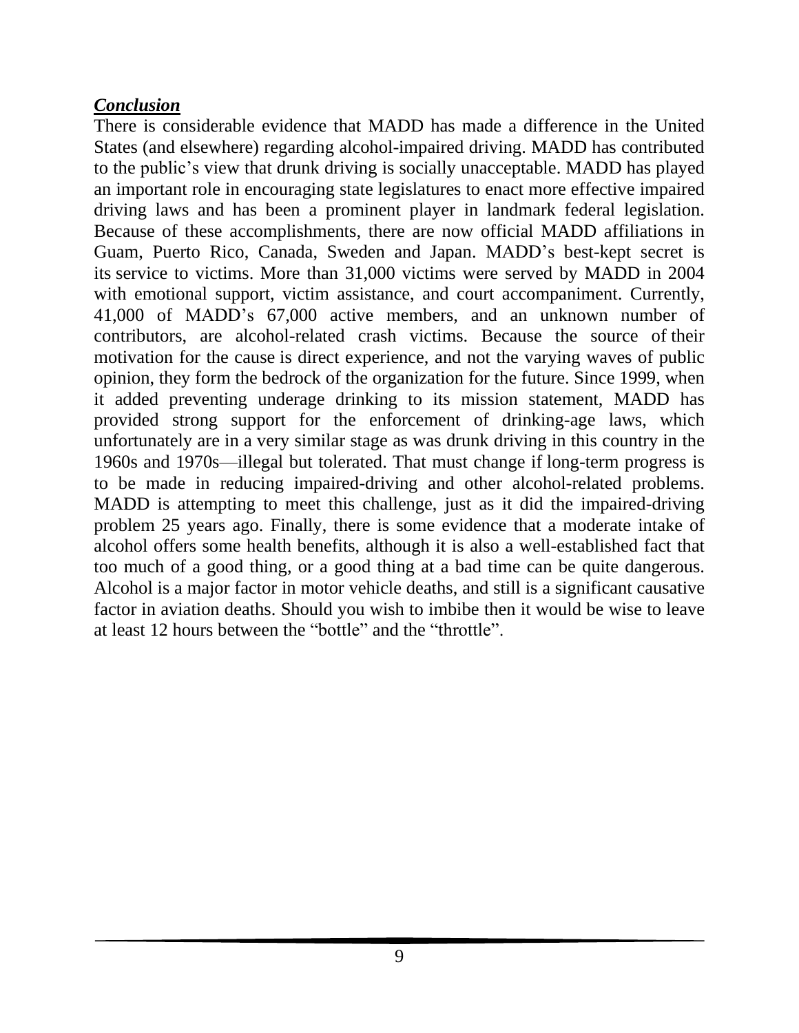***Conclusion***

There is considerable evidence that MADD has made a difference in the United States (and elsewhere) regarding alcohol-impaired driving. MADD has contributed to the public's view that drunk driving is socially unacceptable. MADD has played an important role in encouraging state legislatures to enact more effective impaired driving laws and has been a prominent player in landmark federal legislation. Because of these accomplishments, there are now official MADD affiliations in Guam, Puerto Rico, Canada, Sweden and Japan. MADD's best-kept secret is its service to victims. More than 31,000 victims were served by MADD in 2004 with emotional support, victim assistance, and court accompaniment. Currently, 41,000 of MADD's 67,000 active members, and an unknown number of contributors, are alcohol-related crash victims. Because the source of their motivation for the cause is direct experience, and not the varying waves of public opinion, they form the bedrock of the organization for the future. Since 1999, when it added preventing underage drinking to its mission statement, MADD has provided strong support for the enforcement of drinking-age laws, which unfortunately are in a very similar stage as was drunk driving in this country in the 1960s and 1970s—illegal but tolerated. That must change if long-term progress is to be made in reducing impaired-driving and other alcohol-related problems. MADD is attempting to meet this challenge, just as it did the impaired-driving problem 25 years ago. Finally, there is some evidence that a moderate intake of alcohol offers some health benefits, although it is also a well-established fact that too much of a good thing, or a good thing at a bad time can be quite dangerous. Alcohol is a major factor in motor vehicle deaths, and still is a significant causative factor in aviation deaths. Should you wish to imbibe then it would be wise to leave at least 12 hours between the "bottle" and the "throttle".